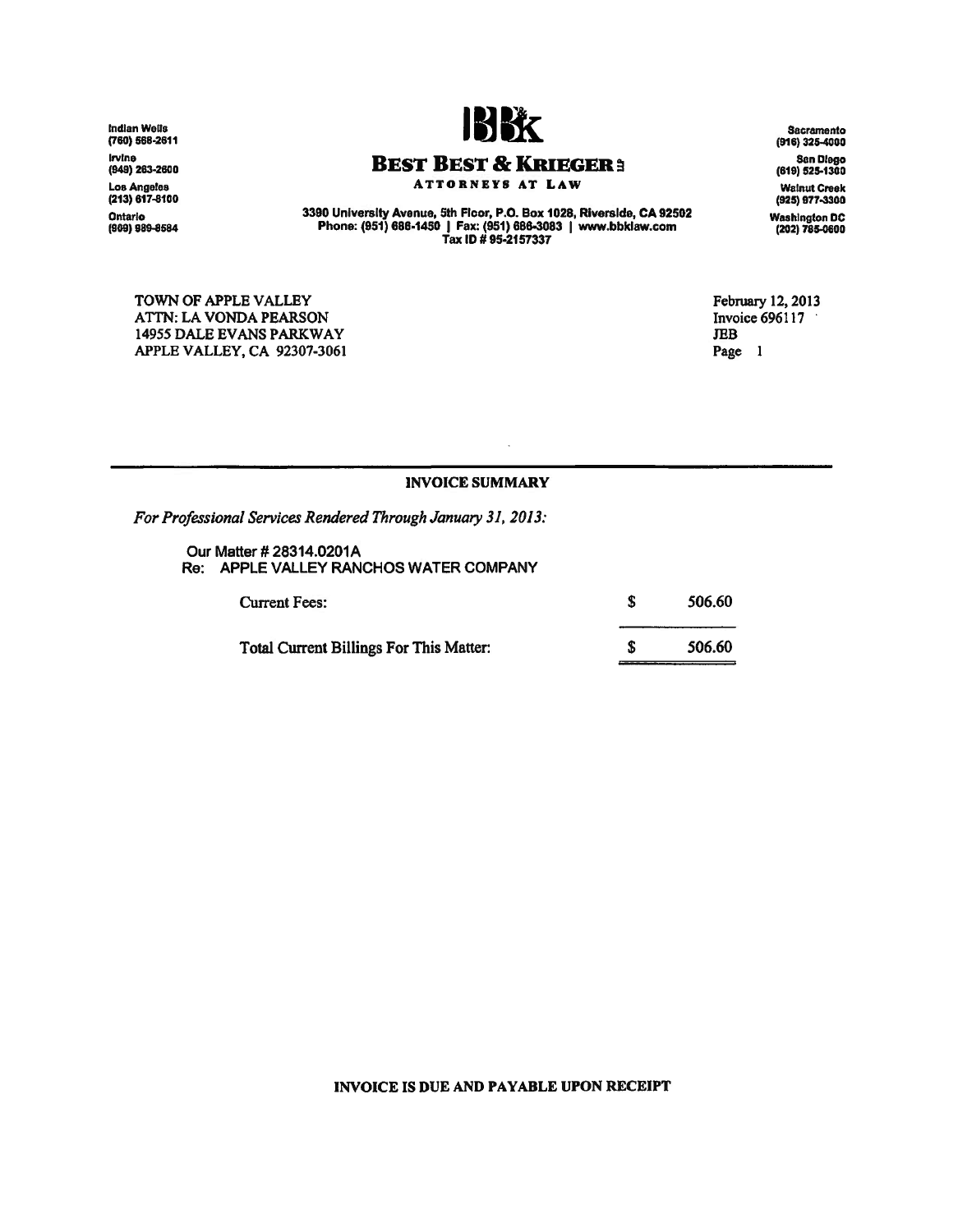Indian Wells
(760) 568-2611

Irvine
(949) 263-2600

Los Angeles
(213) 617-8100

Ontario
(909) 989-8584

# BBK

## BEST BEST & KRIEGER

ATTORNEYS AT LAW

3390 University Avenue, 5th Floor, P.O. Box 1028, Riverside, CA 92502
Phone: (951) 686-1450 | Fax: (951) 686-3083 | www.bbklaw.com
Tax ID # 95-2157337

Sacramento
(916) 325-4000

San Diego
(619) 525-1300

Walnut Creek
(925) 977-3300

Washington DC
(202) 785-0600

TOWN OF APPLE VALLEY
ATTN: LA VONDA PEARSON
14955 DALE EVANS PARKWAY
APPLE VALLEY, CA 92307-3061

February 12, 2013
Invoice 696117
JEB
Page 1

---

**INVOICE SUMMARY**

*For Professional Services Rendered Through January 31, 2013:*

Our Matter # 28314.0201A
Re: APPLE VALLEY RANCHOS WATER COMPANY

| | | |
|---|---|---|
| Current Fees: | $ | 506.60 |
| Total Current Billings For This Matter: | $ | 506.60 |

**INVOICE IS DUE AND PAYABLE UPON RECEIPT**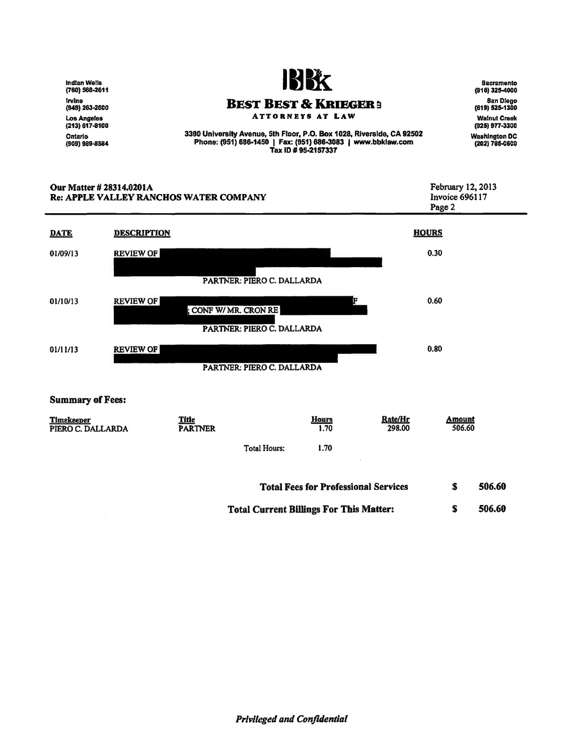**BEST BEST & KRIEGER**
ATTORNEYS AT LAW

3390 University Avenue, 5th Floor, P.O. Box 1028, Riverside, CA 92502
Phone: (951) 686-1450 | Fax: (951) 686-3083 | www.bbklaw.com
Tax ID # 95-2157337

Indian Wells (760) 568-2611
Irvine (949) 263-2600
Los Angeles (213) 617-8100
Ontario (909) 989-8584

Sacramento (916) 325-4000
San Diego (619) 525-1300
Walnut Creek (925) 977-3300
Washington DC (202) 785-0600

**Our Matter # 28314.0201A**
**Re: APPLE VALLEY RANCHOS WATER COMPANY**

February 12, 2013
Invoice 696117
Page 2

| DATE | DESCRIPTION | HOURS |
|---|---|---|
| 01/09/13 | REVIEW OF [REDACTED] PARTNER: PIERO C. DALLARDA | 0.30 |
| 01/10/13 | REVIEW OF [REDACTED] F; CONF W/ MR. CRON RE [REDACTED] PARTNER: PIERO C. DALLARDA | 0.60 |
| 01/11/13 | REVIEW OF [REDACTED] PARTNER: PIERO C. DALLARDA | 0.80 |

**Summary of Fees:**

| Timekeeper | Title | Hours | Rate/Hr | Amount |
|---|---|---|---|---|
| PIERO C. DALLARDA | PARTNER | 1.70 | 298.00 | 506.60 |
| | Total Hours: | 1.70 | | |

**Total Fees for Professional Services** **$ 506.60**

**Total Current Billings For This Matter:** **$ 506.60**

*Privileged and Confidential*